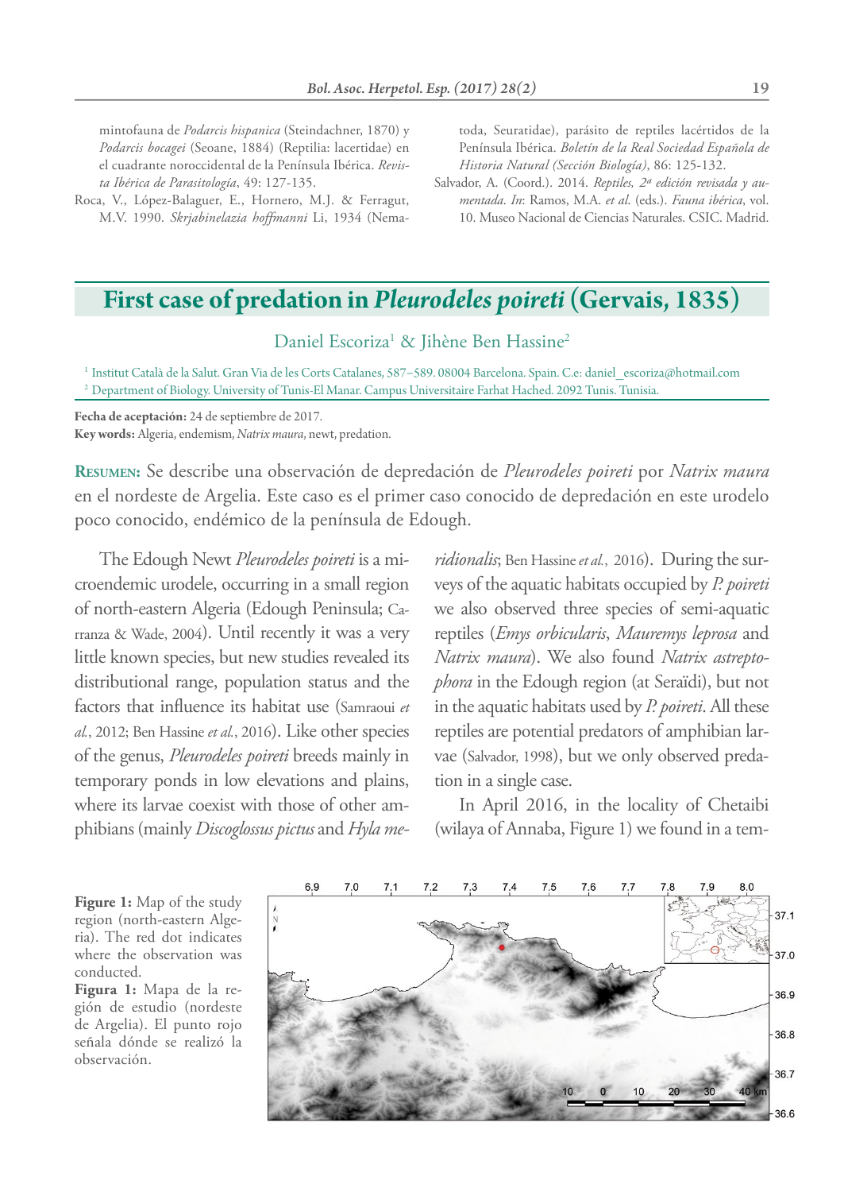mintofauna de *Podarcis hispanica* (Steindachner, 1870) y *Podarcis bocagei* (Seoane, 1884) (Reptilia: lacertidae) en el cuadrante noroccidental de la Península Ibérica. *Revista Ibérica de Parasitología*, 49: 127-135.

Roca, V., López-Balaguer, E., Hornero, M.J. & Ferragut, M.V. 1990. *Skrjabinelazia hoffmanni* Li, 1934 (Nematoda, Seuratidae), parásito de reptiles lacértidos de la Península Ibérica. *Boletín de la Real Sociedad Española de Historia Natural (Sección Biología)*, 86: 125-132.

Salvador, A. (Coord.). 2014. *Reptiles, 2ª edición revisada y aumentada*. *In*: Ramos, M.A. *et al.* (eds.). *Fauna ibérica*, vol. 10. Museo Nacional de Ciencias Naturales. CSIC. Madrid.

# First case of predation in *Pleurodeles poireti* (Gervais, 1835)

Daniel Escoriza[1] & Jihène Ben Hassine[2]

[1] Institut Català de la Salut. Gran Via de les Corts Catalanes, 587–589. 08004 Barcelona. Spain. C.e: daniel_escoriza@hotmail.com
[2] Department of Biology. University of Tunis-El Manar. Campus Universitaire Farhat Hached. 2092 Tunis. Tunisia.

**Fecha de aceptación:** 24 de septiembre de 2017.
**Key words:** Algeria, endemism, *Natrix maura*, newt, predation.

**Resumen:** Se describe una observación de depredación de *Pleurodeles poireti* por *Natrix maura* en el nordeste de Argelia. Este caso es el primer caso conocido de depredación en este urodelo poco conocido, endémico de la península de Edough.

The Edough Newt *Pleurodeles poireti* is a microendemic urodele, occurring in a small region of north-eastern Algeria (Edough Peninsula; Carranza & Wade, 2004). Until recently it was a very little known species, but new studies revealed its distributional range, population status and the factors that influence its habitat use (Samraoui *et al.*, 2012; Ben Hassine *et al.*, 2016). Like other species of the genus, *Pleurodeles poireti* breeds mainly in temporary ponds in low elevations and plains, where its larvae coexist with those of other amphibians (mainly *Discoglossus pictus* and *Hyla meridionalis*; Ben Hassine *et al.*, 2016). During the surveys of the aquatic habitats occupied by *P. poireti* we also observed three species of semi-aquatic reptiles (*Emys orbicularis*, *Mauremys leprosa* and *Natrix maura*). We also found *Natrix astreptophora* in the Edough region (at Seraïdi), but not in the aquatic habitats used by *P. poireti*. All these reptiles are potential predators of amphibian larvae (Salvador, 1998), but we only observed predation in a single case.

In April 2016, in the locality of Chetaibi (wilaya of Annaba, Figure 1) we found in a tem-

**Figure 1:** Map of the study region (north-eastern Algeria). The red dot indicates where the observation was conducted.
**Figura 1:** Mapa de la región de estudio (nordeste de Argelia). El punto rojo señala dónde se realizó la observación.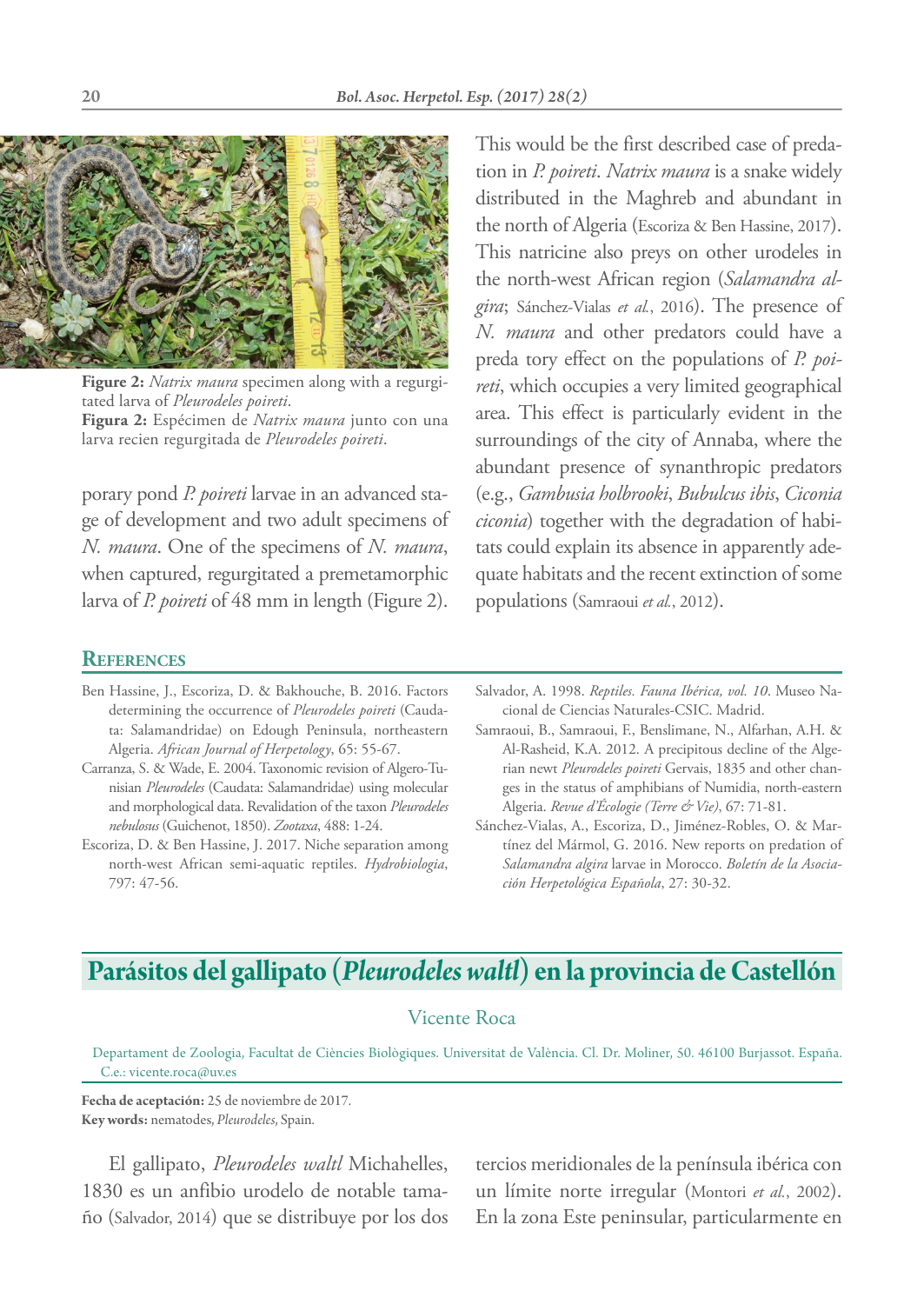Figure 2: *Natrix maura* specimen along with a regurgitated larva of *Pleurodeles poireti*.
Figura 2: Espécimen de *Natrix maura* junto con una larva recien regurgitada de *Pleurodeles poireti*.

porary pond *P. poireti* larvae in an advanced stage of development and two adult specimens of *N. maura*. One of the specimens of *N. maura*, when captured, regurgitated a premetamorphic larva of *P. poireti* of 48 mm in length (Figure 2).

This would be the first described case of predation in *P. poireti*. *Natrix maura* is a snake widely distributed in the Maghreb and abundant in the north of Algeria (Escoriza & Ben Hassine, 2017). This natricine also preys on other urodeles in the north-west African region (*Salamandra algira*; Sánchez-Vialas *et al.*, 2016). The presence of *N. maura* and other predators could have a preda tory effect on the populations of *P. poireti*, which occupies a very limited geographical area. This effect is particularly evident in the surroundings of the city of Annaba, where the abundant presence of synanthropic predators (e.g., *Gambusia holbrooki*, *Bubulcus ibis*, *Ciconia ciconia*) together with the degradation of habitats could explain its absence in apparently adequate habitats and the recent extinction of some populations (Samraoui *et al.*, 2012).

## References

Ben Hassine, J., Escoriza, D. & Bakhouche, B. 2016. Factors determining the occurrence of *Pleurodeles poireti* (Caudata: Salamandridae) on Edough Peninsula, northeastern Algeria. *African Journal of Herpetology*, 65: 55-67.

Carranza, S. & Wade, E. 2004. Taxonomic revision of Algero-Tunisian *Pleurodeles* (Caudata: Salamandridae) using molecular and morphological data. Revalidation of the taxon *Pleurodeles nebulosus* (Guichenot, 1850). *Zootaxa*, 488: 1-24.

Escoriza, D. & Ben Hassine, J. 2017. Niche separation among north-west African semi-aquatic reptiles. *Hydrobiologia*, 797: 47-56.

Salvador, A. 1998. *Reptiles. Fauna Ibérica, vol. 10*. Museo Nacional de Ciencias Naturales-CSIC. Madrid.

Samraoui, B., Samraoui, F., Benslimane, N., Alfarhan, A.H. & Al-Rasheid, K.A. 2012. A precipitous decline of the Algerian newt *Pleurodeles poireti* Gervais, 1835 and other changes in the status of amphibians of Numidia, north-eastern Algeria. *Revue d'Écologie (Terre & Vie)*, 67: 71-81.

Sánchez-Vialas, A., Escoriza, D., Jiménez-Robles, O. & Martínez del Mármol, G. 2016. New reports on predation of *Salamandra algira* larvae in Morocco. *Boletín de la Asociación Herpetológica Española*, 27: 30-32.

# Parásitos del gallipato (*Pleurodeles waltl*) en la provincia de Castellón

Vicente Roca

Departament de Zoologia, Facultat de Ciències Biològiques. Universitat de València. Cl. Dr. Moliner, 50. 46100 Burjassot. España. C.e.: vicente.roca@uv.es

**Fecha de aceptación:** 25 de noviembre de 2017.
**Key words:** nematodes, *Pleurodeles*, Spain.

El gallipato, *Pleurodeles waltl* Michahelles, 1830 es un anfibio urodelo de notable tamaño (Salvador, 2014) que se distribuye por los dos tercios meridionales de la península ibérica con un límite norte irregular (Montori *et al.*, 2002). En la zona Este peninsular, particularmente en